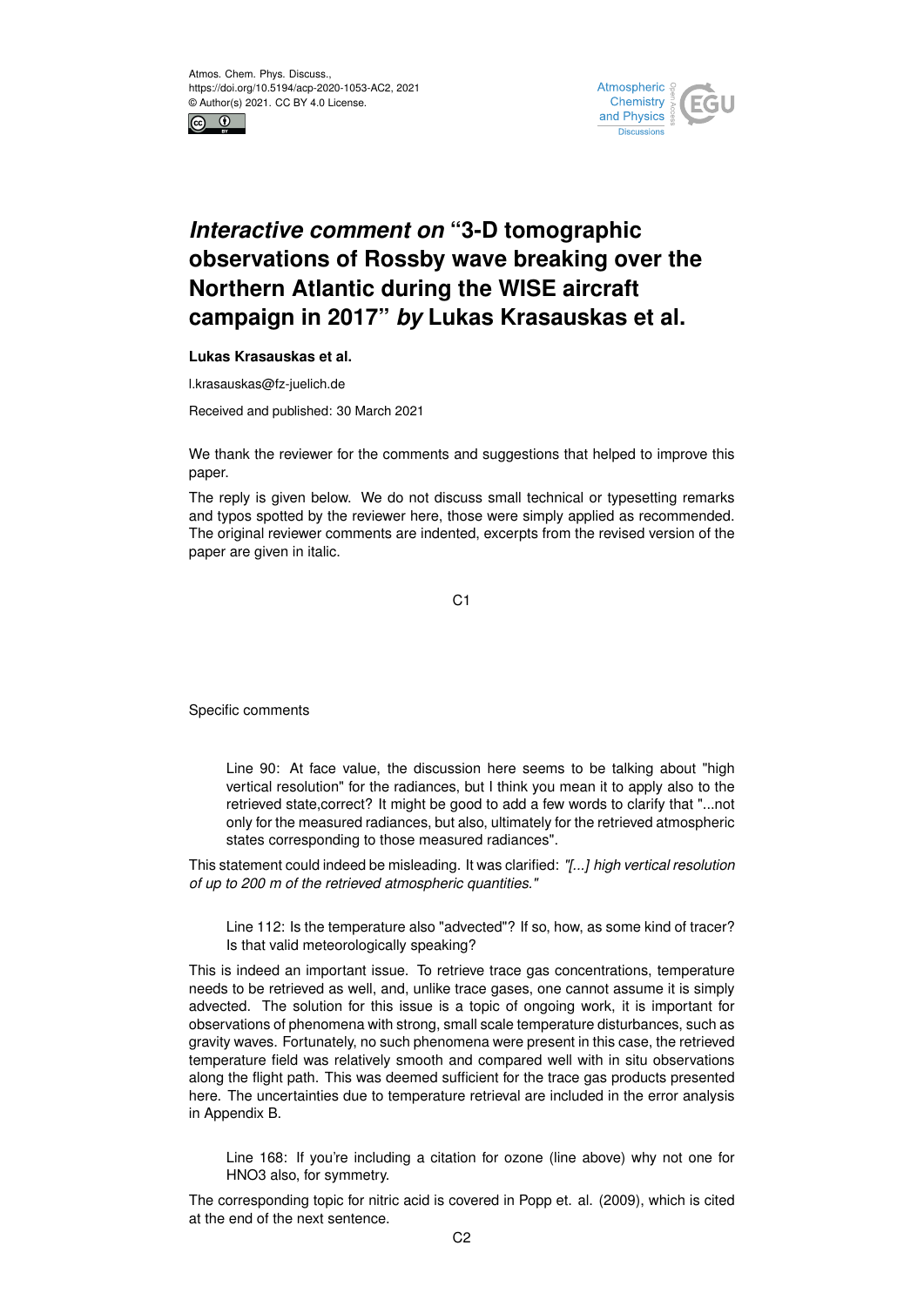# *Interactive comment on* "3-D tomographic observations of Rossby wave breaking over the Northern Atlantic during the WISE aircraft campaign in 2017" *by* Lukas Krasauskas et al.

**Lukas Krasauskas et al.**

l.krasauskas@fz-juelich.de

Received and published: 30 March 2021

We thank the reviewer for the comments and suggestions that helped to improve this paper.

The reply is given below. We do not discuss small technical or typesetting remarks and typos spotted by the reviewer here, those were simply applied as recommended. The original reviewer comments are indented, excerpts from the revised version of the paper are given in italic.

Specific comments

> Line 90: At face value, the discussion here seems to be talking about "high vertical resolution" for the radiances, but I think you mean it to apply also to the retrieved state,correct? It might be good to add a few words to clarify that "...not only for the measured radiances, but also, ultimately for the retrieved atmospheric states corresponding to those measured radiances".

This statement could indeed be misleading. It was clarified: *"[...] high vertical resolution of up to 200 m of the retrieved atmospheric quantities."*

> Line 112: Is the temperature also "advected"? If so, how, as some kind of tracer? Is that valid meteorologically speaking?

This is indeed an important issue. To retrieve trace gas concentrations, temperature needs to be retrieved as well, and, unlike trace gases, one cannot assume it is simply advected. The solution for this issue is a topic of ongoing work, it is important for observations of phenomena with strong, small scale temperature disturbances, such as gravity waves. Fortunately, no such phenomena were present in this case, the retrieved temperature field was relatively smooth and compared well with in situ observations along the flight path. This was deemed sufficient for the trace gas products presented here. The uncertainties due to temperature retrieval are included in the error analysis in Appendix B.

> Line 168: If you're including a citation for ozone (line above) why not one for HNO3 also, for symmetry.

The corresponding topic for nitric acid is covered in Popp et. al. (2009), which is cited at the end of the next sentence.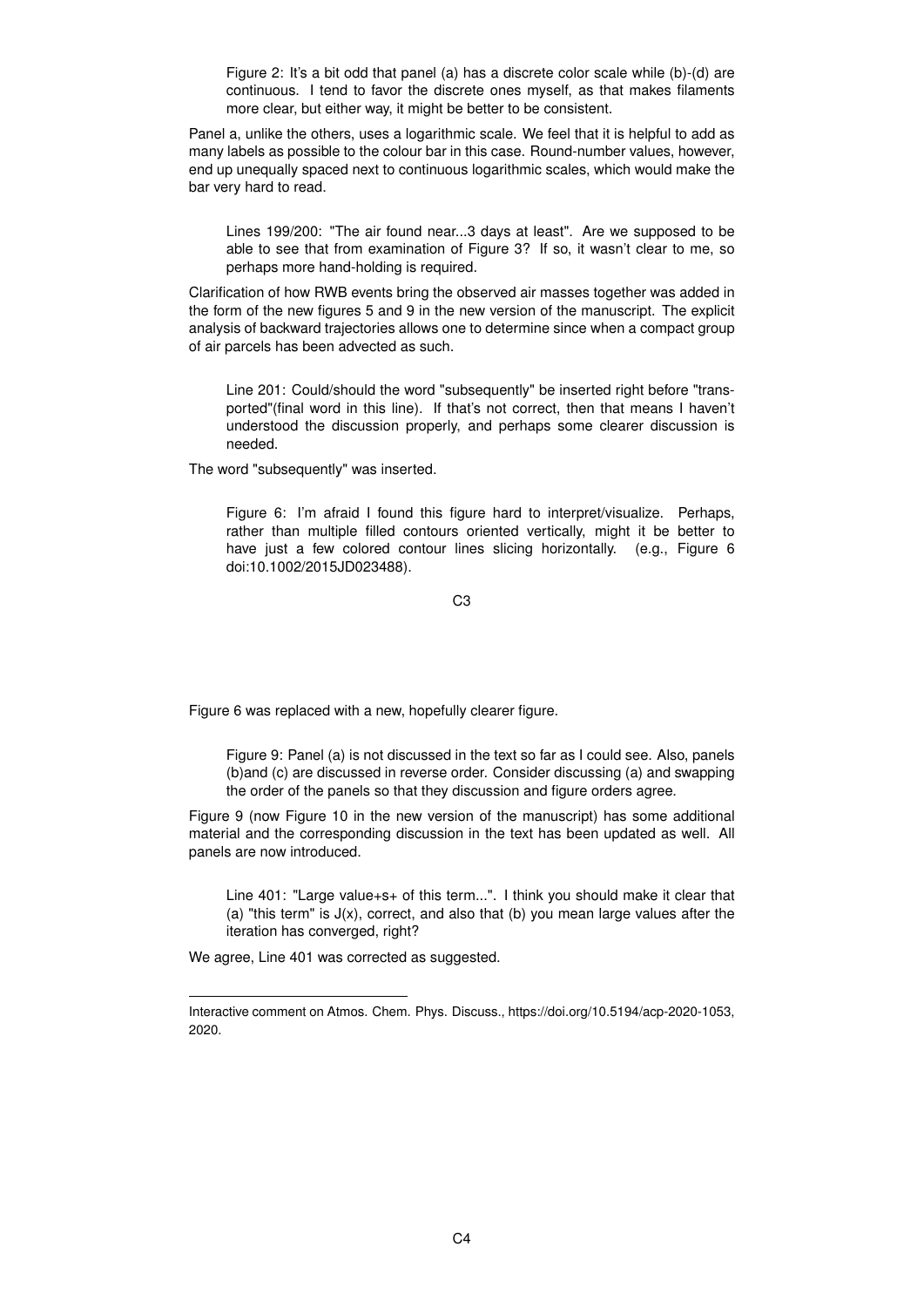> Figure 2: It's a bit odd that panel (a) has a discrete color scale while (b)-(d) are continuous. I tend to favor the discrete ones myself, as that makes filaments more clear, but either way, it might be better to be consistent.

Panel a, unlike the others, uses a logarithmic scale. We feel that it is helpful to add as many labels as possible to the colour bar in this case. Round-number values, however, end up unequally spaced next to continuous logarithmic scales, which would make the bar very hard to read.

> Lines 199/200: "The air found near...3 days at least". Are we supposed to be able to see that from examination of Figure 3? If so, it wasn't clear to me, so perhaps more hand-holding is required.

Clarification of how RWB events bring the observed air masses together was added in the form of the new figures 5 and 9 in the new version of the manuscript. The explicit analysis of backward trajectories allows one to determine since when a compact group of air parcels has been advected as such.

> Line 201: Could/should the word "subsequently" be inserted right before "transported"(final word in this line). If that's not correct, then that means I haven't understood the discussion properly, and perhaps some clearer discussion is needed.

The word "subsequently" was inserted.

> Figure 6: I'm afraid I found this figure hard to interpret/visualize. Perhaps, rather than multiple filled contours oriented vertically, might it be better to have just a few colored contour lines slicing horizontally. (e.g., Figure 6 doi:10.1002/2015JD023488).

Figure 6 was replaced with a new, hopefully clearer figure.

> Figure 9: Panel (a) is not discussed in the text so far as I could see. Also, panels (b)and (c) are discussed in reverse order. Consider discussing (a) and swapping the order of the panels so that they discussion and figure orders agree.

Figure 9 (now Figure 10 in the new version of the manuscript) has some additional material and the corresponding discussion in the text has been updated as well. All panels are now introduced.

> Line 401: "Large value+s+ of this term...". I think you should make it clear that (a) "this term" is $J(x)$, correct, and also that (b) you mean large values after the iteration has converged, right?

We agree, Line 401 was corrected as suggested.

---

Interactive comment on Atmos. Chem. Phys. Discuss., https://doi.org/10.5194/acp-2020-1053, 2020.